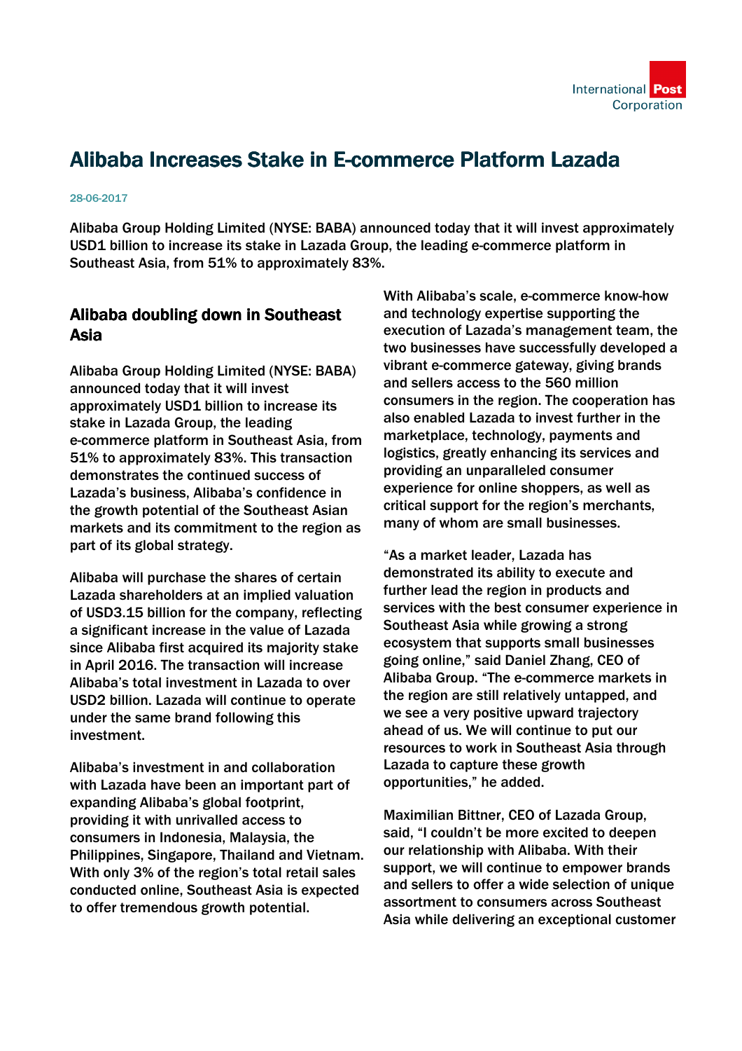# Alibaba Increases Stake in E-commerce Platform Lazada

28-06-2017

Alibaba Group Holding Limited (NYSE: BABA) announced today that it will invest approximately USD1 billion to increase its stake in Lazada Group, the leading e-commerce platform in Southeast Asia, from 51% to approximately 83%.

## Alibaba doubling down in Southeast Asia

Alibaba Group Holding Limited (NYSE: BABA) announced today that it will invest approximately USD1 billion to increase its stake in Lazada Group, the leading e-commerce platform in Southeast Asia, from 51% to approximately 83%. This transaction demonstrates the continued success of Lazada's business, Alibaba's confidence in the growth potential of the Southeast Asian markets and its commitment to the region as part of its global strategy.

Alibaba will purchase the shares of certain Lazada shareholders at an implied valuation of USD3.15 billion for the company, reflecting a significant increase in the value of Lazada since Alibaba first acquired its majority stake in April 2016. The transaction will increase Alibaba's total investment in Lazada to over USD2 billion. Lazada will continue to operate under the same brand following this investment.

Alibaba's investment in and collaboration with Lazada have been an important part of expanding Alibaba's global footprint, providing it with unrivalled access to consumers in Indonesia, Malaysia, the Philippines, Singapore, Thailand and Vietnam. With only 3% of the region's total retail sales conducted online, Southeast Asia is expected to offer tremendous growth potential.

With Alibaba's scale, e-commerce know-how and technology expertise supporting the execution of Lazada's management team, the two businesses have successfully developed a vibrant e-commerce gateway, giving brands and sellers access to the 560 million consumers in the region. The cooperation has also enabled Lazada to invest further in the marketplace, technology, payments and logistics, greatly enhancing its services and providing an unparalleled consumer experience for online shoppers, as well as critical support for the region's merchants, many of whom are small businesses.

"As a market leader, Lazada has demonstrated its ability to execute and further lead the region in products and services with the best consumer experience in Southeast Asia while growing a strong ecosystem that supports small businesses going online," said Daniel Zhang, CEO of Alibaba Group. "The e-commerce markets in the region are still relatively untapped, and we see a very positive upward trajectory ahead of us. We will continue to put our resources to work in Southeast Asia through Lazada to capture these growth opportunities," he added.

Maximilian Bittner, CEO of Lazada Group, said, "I couldn't be more excited to deepen our relationship with Alibaba. With their support, we will continue to empower brands and sellers to offer a wide selection of unique assortment to consumers across Southeast Asia while delivering an exceptional customer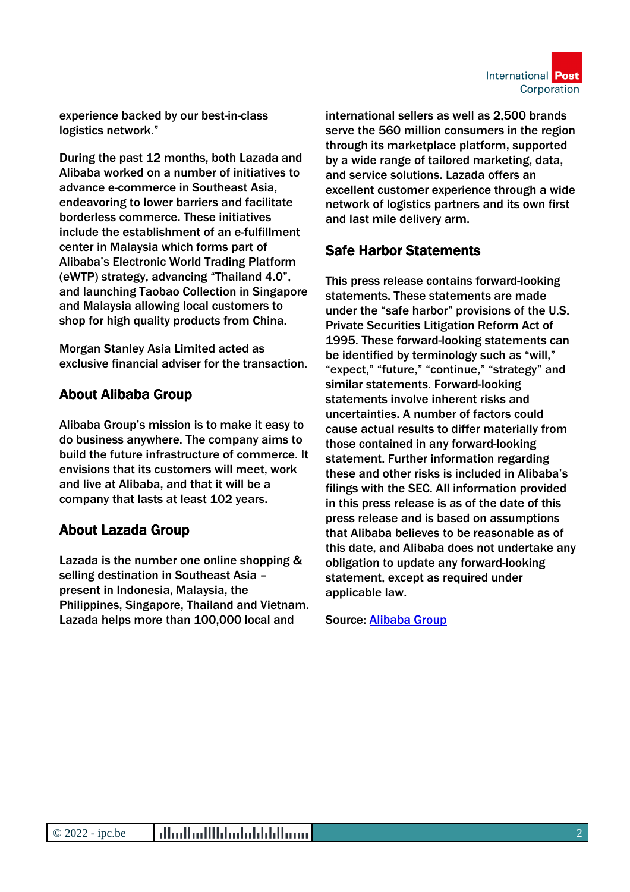experience backed by our best-in-class logistics network."

During the past 12 months, both Lazada and Alibaba worked on a number of initiatives to advance e-commerce in Southeast Asia, endeavoring to lower barriers and facilitate borderless commerce. These initiatives include the establishment of an e-fulfillment center in Malaysia which forms part of Alibaba's Electronic World Trading Platform (eWTP) strategy, advancing "Thailand 4.0", and launching Taobao Collection in Singapore and Malaysia allowing local customers to shop for high quality products from China.

Morgan Stanley Asia Limited acted as exclusive financial adviser for the transaction.

## About Alibaba Group

Alibaba Group's mission is to make it easy to do business anywhere. The company aims to build the future infrastructure of commerce. It envisions that its customers will meet, work and live at Alibaba, and that it will be a company that lasts at least 102 years.

## About Lazada Group

Lazada is the number one online shopping & selling destination in Southeast Asia – present in Indonesia, Malaysia, the Philippines, Singapore, Thailand and Vietnam. Lazada helps more than 100,000 local and international sellers as well as 2,500 brands serve the 560 million consumers in the region through its marketplace platform, supported by a wide range of tailored marketing, data, and service solutions. Lazada offers an excellent customer experience through a wide network of logistics partners and its own first and last mile delivery arm.

## Safe Harbor Statements

This press release contains forward-looking statements. These statements are made under the "safe harbor" provisions of the U.S. Private Securities Litigation Reform Act of 1995. These forward-looking statements can be identified by terminology such as "will," "expect," "future," "continue," "strategy" and similar statements. Forward-looking statements involve inherent risks and uncertainties. A number of factors could cause actual results to differ materially from those contained in any forward-looking statement. Further information regarding these and other risks is included in Alibaba's filings with the SEC. All information provided in this press release is as of the date of this press release and is based on assumptions that Alibaba believes to be reasonable as of this date, and Alibaba does not undertake any obligation to update any forward-looking statement, except as required under applicable law.

Source: Alibaba Group